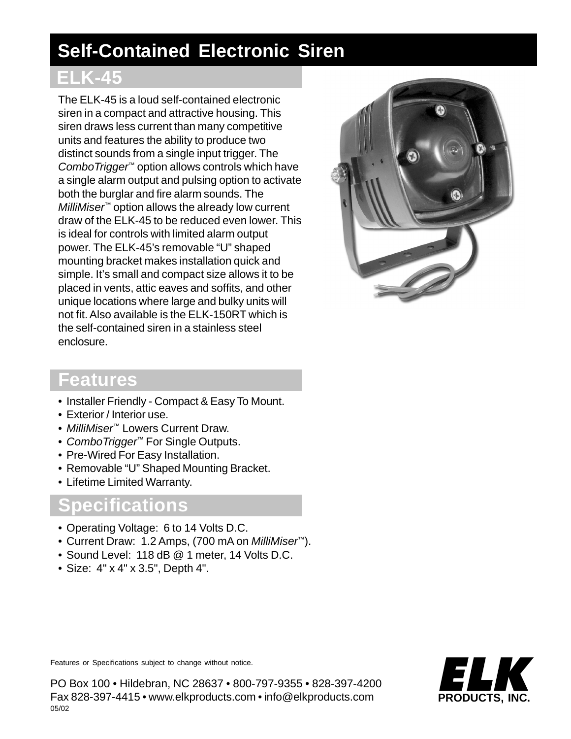# Self-Contained Electronic Siren

## ELK-45

The ELK-45 is a loud self-contained electronic siren in a compact and attractive housing. This siren draws less current than many competitive units and features the ability to produce two distinct sounds from a single input trigger. The *ComboTrigger*™ option allows controls which have a single alarm output and pulsing option to activate both the burglar and fire alarm sounds. The *MilliMiser*™ option allows the already low current draw of the ELK-45 to be reduced even lower. This is ideal for controls with limited alarm output power. The ELK-45's removable "U" shaped mounting bracket makes installation quick and simple. It's small and compact size allows it to be placed in vents, attic eaves and soffits, and other unique locations where large and bulky units will not fit. Also available is the ELK-150RT which is the self-contained siren in a stainless steel enclosure.

## Features

- Installer Friendly - Compact & Easy To Mount.
- Exterior / Interior use.
- *MilliMiser*™ Lowers Current Draw.
- *ComboTrigger*™ For Single Outputs.
- Pre-Wired For Easy Installation.
- Removable "U" Shaped Mounting Bracket.
- Lifetime Limited Warranty.

## Specifications

- Operating Voltage: 6 to 14 Volts D.C.
- Current Draw: 1.2 Amps, (700 mA on *MilliMiser*™).
- Sound Level: 118 dB @ 1 meter, 14 Volts D.C.
- Size: 4" x 4" x 3.5", Depth 4".

Features or Specifications subject to change without notice.

PO Box 100 • Hildebran, NC 28637 • 800-797-9355 • 828-397-4200
Fax 828-397-4415 • www.elkproducts.com • info@elkproducts.com
05/02

**ELK PRODUCTS, INC.**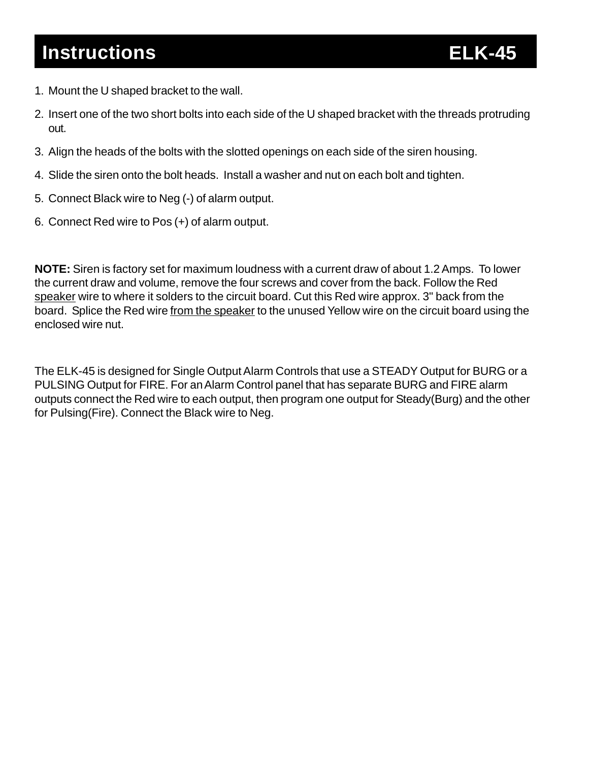# Instructions ELK-45

1. Mount the U shaped bracket to the wall.
2. Insert one of the two short bolts into each side of the U shaped bracket with the threads protruding out.
3. Align the heads of the bolts with the slotted openings on each side of the siren housing.
4. Slide the siren onto the bolt heads. Install a washer and nut on each bolt and tighten.
5. Connect Black wire to Neg (-) of alarm output.
6. Connect Red wire to Pos (+) of alarm output.

**NOTE:** Siren is factory set for maximum loudness with a current draw of about 1.2 Amps. To lower the current draw and volume, remove the four screws and cover from the back. Follow the Red <u>speaker</u> wire to where it solders to the circuit board. Cut this Red wire approx. 3" back from the board. Splice the Red wire <u>from the speaker</u> to the unused Yellow wire on the circuit board using the enclosed wire nut.

The ELK-45 is designed for Single Output Alarm Controls that use a STEADY Output for BURG or a PULSING Output for FIRE. For an Alarm Control panel that has separate BURG and FIRE alarm outputs connect the Red wire to each output, then program one output for Steady(Burg) and the other for Pulsing(Fire). Connect the Black wire to Neg.